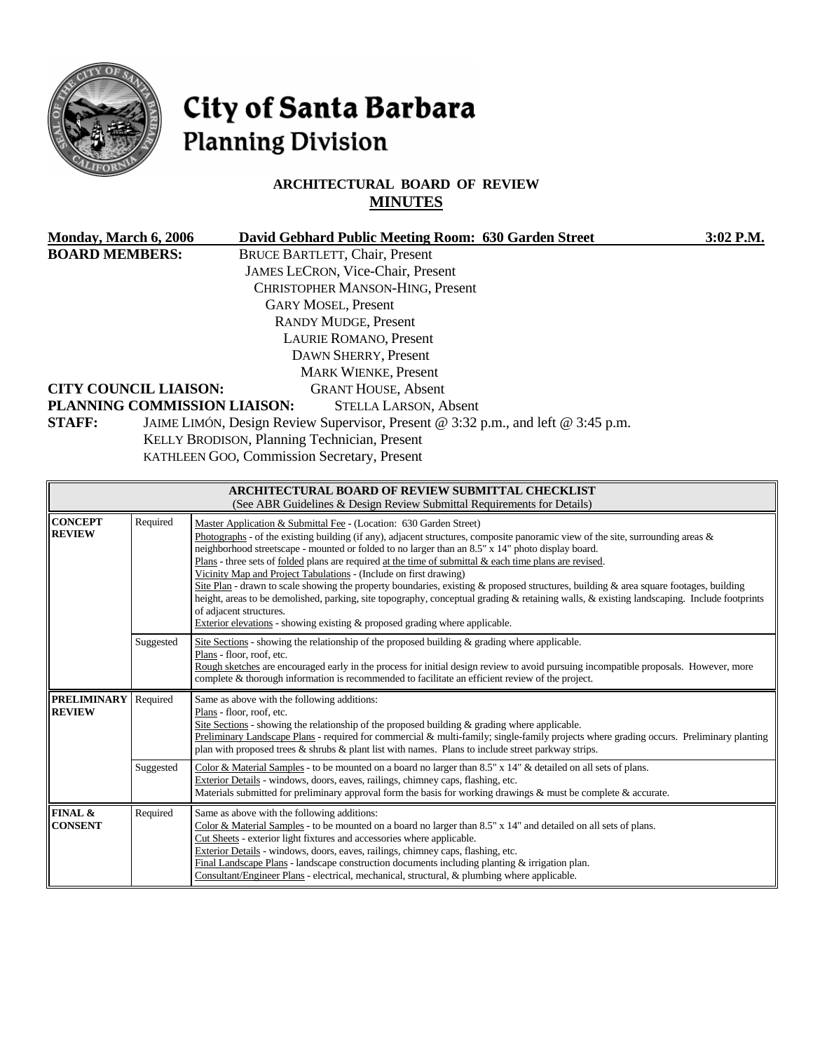# City of Santa Barbara
## Planning Division

### ARCHITECTURAL BOARD OF REVIEW
### MINUTES

**Monday, March 6, 2006** **David Gebhard Public Meeting Room: 630 Garden Street** **3:02 P.M.**

**BOARD MEMBERS:**
BRUCE BARTLETT, Chair, Present
JAMES LECRON, Vice-Chair, Present
CHRISTOPHER MANSON-HING, Present
GARY MOSEL, Present
RANDY MUDGE, Present
LAURIE ROMANO, Present
DAWN SHERRY, Present
MARK WIENKE, Present

**CITY COUNCIL LIAISON:** GRANT HOUSE, Absent

**PLANNING COMMISSION LIAISON:** STELLA LARSON, Absent

**STAFF:**
JAIME LIMÓN, Design Review Supervisor, Present @ 3:32 p.m., and left @ 3:45 p.m.
KELLY BRODISON, Planning Technician, Present
KATHLEEN GOO, Commission Secretary, Present

| **ARCHITECTURAL BOARD OF REVIEW SUBMITTAL CHECKLIST** (See ABR Guidelines & Design Review Submittal Requirements for Details) | | |
|---|---|---|
| **CONCEPT REVIEW** | Required | Master Application & Submittal Fee - (Location: 630 Garden Street)<br>Photographs - of the existing building (if any), adjacent structures, composite panoramic view of the site, surrounding areas & neighborhood streetscape - mounted or folded to no larger than an 8.5" x 14" photo display board.<br>Plans - three sets of folded plans are required at the time of submittal & each time plans are revised.<br>Vicinity Map and Project Tabulations - (Include on first drawing)<br>Site Plan - drawn to scale showing the property boundaries, existing & proposed structures, building & area square footages, building height, areas to be demolished, parking, site topography, conceptual grading & retaining walls, & existing landscaping. Include footprints of adjacent structures.<br>Exterior elevations - showing existing & proposed grading where applicable. |
| | Suggested | Site Sections - showing the relationship of the proposed building & grading where applicable.<br>Plans - floor, roof, etc.<br>Rough sketches are encouraged early in the process for initial design review to avoid pursuing incompatible proposals. However, more complete & thorough information is recommended to facilitate an efficient review of the project. |
| **PRELIMINARY REVIEW** | Required | Same as above with the following additions:<br>Plans - floor, roof, etc.<br>Site Sections - showing the relationship of the proposed building & grading where applicable.<br>Preliminary Landscape Plans - required for commercial & multi-family; single-family projects where grading occurs. Preliminary planting plan with proposed trees & shrubs & plant list with names. Plans to include street parkway strips. |
| | Suggested | Color & Material Samples - to be mounted on a board no larger than 8.5" x 14" & detailed on all sets of plans.<br>Exterior Details - windows, doors, eaves, railings, chimney caps, flashing, etc.<br>Materials submitted for preliminary approval form the basis for working drawings & must be complete & accurate. |
| **FINAL & CONSENT** | Required | Same as above with the following additions:<br>Color & Material Samples - to be mounted on a board no larger than 8.5" x 14" and detailed on all sets of plans.<br>Cut Sheets - exterior light fixtures and accessories where applicable.<br>Exterior Details - windows, doors, eaves, railings, chimney caps, flashing, etc.<br>Final Landscape Plans - landscape construction documents including planting & irrigation plan.<br>Consultant/Engineer Plans - electrical, mechanical, structural, & plumbing where applicable. |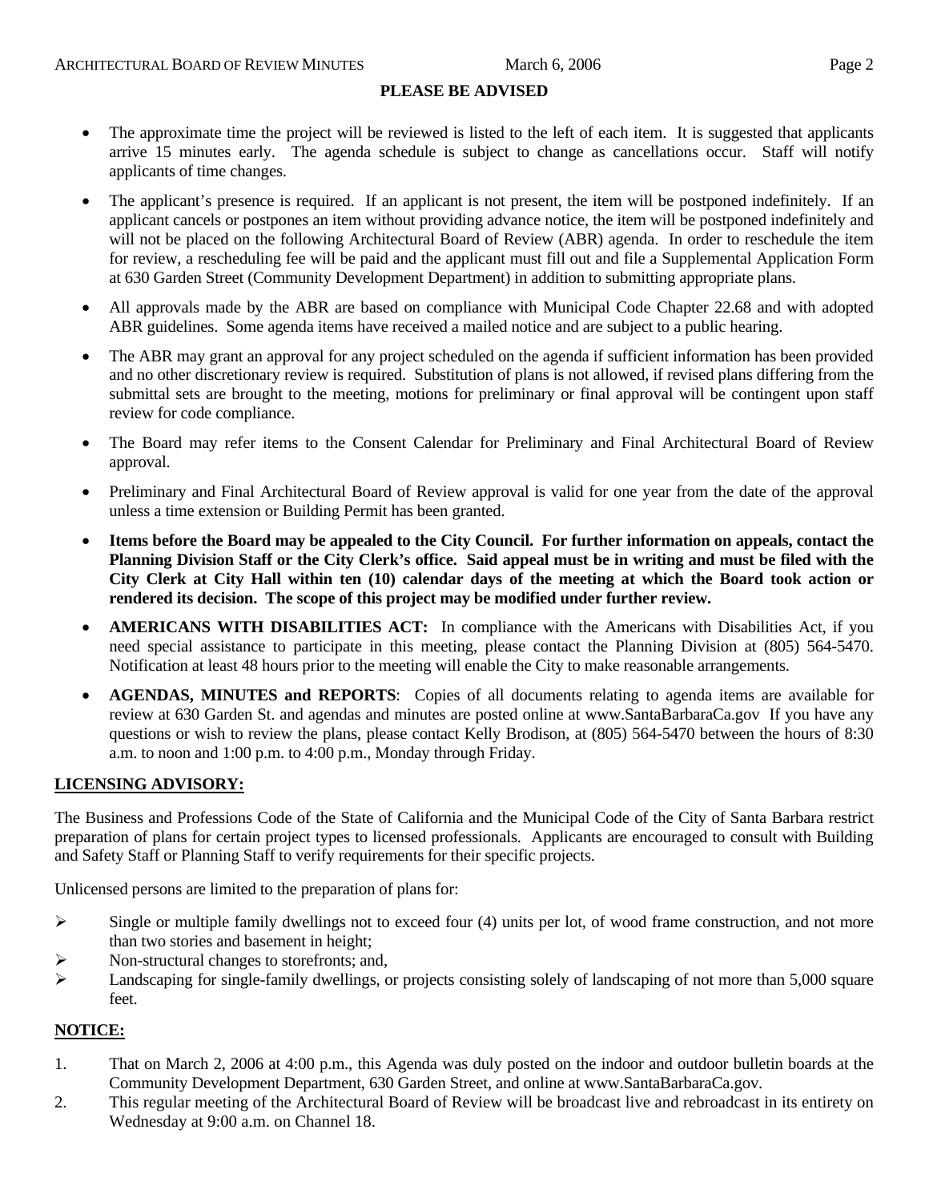## PLEASE BE ADVISED

- The approximate time the project will be reviewed is listed to the left of each item. It is suggested that applicants arrive 15 minutes early. The agenda schedule is subject to change as cancellations occur. Staff will notify applicants of time changes.
- The applicant's presence is required. If an applicant is not present, the item will be postponed indefinitely. If an applicant cancels or postpones an item without providing advance notice, the item will be postponed indefinitely and will not be placed on the following Architectural Board of Review (ABR) agenda. In order to reschedule the item for review, a rescheduling fee will be paid and the applicant must fill out and file a Supplemental Application Form at 630 Garden Street (Community Development Department) in addition to submitting appropriate plans.
- All approvals made by the ABR are based on compliance with Municipal Code Chapter 22.68 and with adopted ABR guidelines. Some agenda items have received a mailed notice and are subject to a public hearing.
- The ABR may grant an approval for any project scheduled on the agenda if sufficient information has been provided and no other discretionary review is required. Substitution of plans is not allowed, if revised plans differing from the submittal sets are brought to the meeting, motions for preliminary or final approval will be contingent upon staff review for code compliance.
- The Board may refer items to the Consent Calendar for Preliminary and Final Architectural Board of Review approval.
- Preliminary and Final Architectural Board of Review approval is valid for one year from the date of the approval unless a time extension or Building Permit has been granted.
- **Items before the Board may be appealed to the City Council. For further information on appeals, contact the Planning Division Staff or the City Clerk's office. Said appeal must be in writing and must be filed with the City Clerk at City Hall within ten (10) calendar days of the meeting at which the Board took action or rendered its decision. The scope of this project may be modified under further review.**
- **AMERICANS WITH DISABILITIES ACT:** In compliance with the Americans with Disabilities Act, if you need special assistance to participate in this meeting, please contact the Planning Division at (805) 564-5470. Notification at least 48 hours prior to the meeting will enable the City to make reasonable arrangements.
- **AGENDAS, MINUTES and REPORTS**: Copies of all documents relating to agenda items are available for review at 630 Garden St. and agendas and minutes are posted online at www.SantaBarbaraCa.gov If you have any questions or wish to review the plans, please contact Kelly Brodison, at (805) 564-5470 between the hours of 8:30 a.m. to noon and 1:00 p.m. to 4:00 p.m., Monday through Friday.

## LICENSING ADVISORY:

The Business and Professions Code of the State of California and the Municipal Code of the City of Santa Barbara restrict preparation of plans for certain project types to licensed professionals. Applicants are encouraged to consult with Building and Safety Staff or Planning Staff to verify requirements for their specific projects.

Unlicensed persons are limited to the preparation of plans for:

- Single or multiple family dwellings not to exceed four (4) units per lot, of wood frame construction, and not more than two stories and basement in height;
- Non-structural changes to storefronts; and,
- Landscaping for single-family dwellings, or projects consisting solely of landscaping of not more than 5,000 square feet.

## NOTICE:

1. That on March 2, 2006 at 4:00 p.m., this Agenda was duly posted on the indoor and outdoor bulletin boards at the Community Development Department, 630 Garden Street, and online at www.SantaBarbaraCa.gov.
2. This regular meeting of the Architectural Board of Review will be broadcast live and rebroadcast in its entirety on Wednesday at 9:00 a.m. on Channel 18.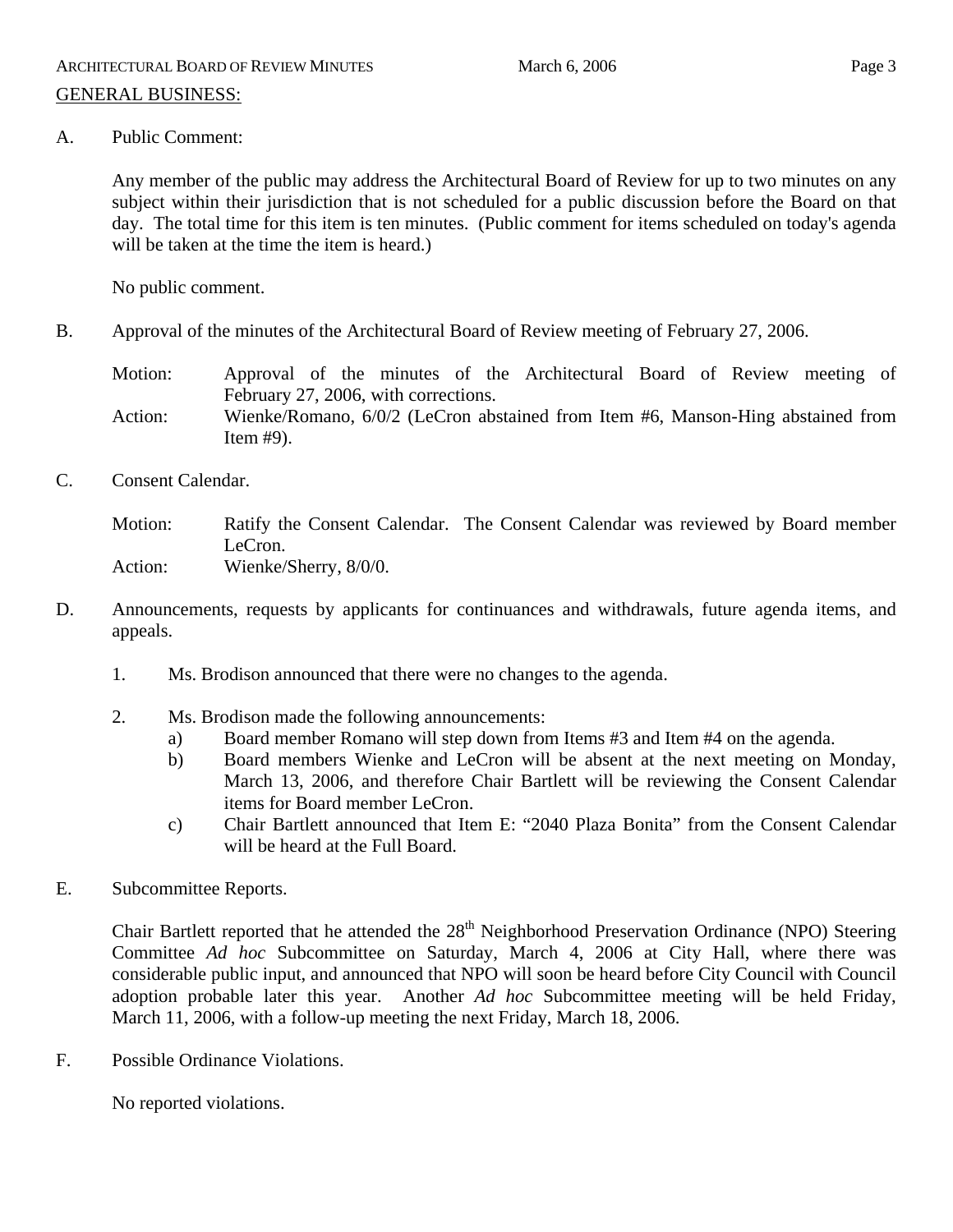## GENERAL BUSINESS:

A. Public Comment:

Any member of the public may address the Architectural Board of Review for up to two minutes on any subject within their jurisdiction that is not scheduled for a public discussion before the Board on that day. The total time for this item is ten minutes. (Public comment for items scheduled on today's agenda will be taken at the time the item is heard.)

No public comment.

B. Approval of the minutes of the Architectural Board of Review meeting of February 27, 2006.

Motion: Approval of the minutes of the Architectural Board of Review meeting of February 27, 2006, with corrections.
Action: Wienke/Romano, 6/0/2 (LeCron abstained from Item #6, Manson-Hing abstained from Item #9).

C. Consent Calendar.

Motion: Ratify the Consent Calendar. The Consent Calendar was reviewed by Board member LeCron.
Action: Wienke/Sherry, 8/0/0.

D. Announcements, requests by applicants for continuances and withdrawals, future agenda items, and appeals.

1. Ms. Brodison announced that there were no changes to the agenda.

2. Ms. Brodison made the following announcements:
   a) Board member Romano will step down from Items #3 and Item #4 on the agenda.
   b) Board members Wienke and LeCron will be absent at the next meeting on Monday, March 13, 2006, and therefore Chair Bartlett will be reviewing the Consent Calendar items for Board member LeCron.
   c) Chair Bartlett announced that Item E: "2040 Plaza Bonita" from the Consent Calendar will be heard at the Full Board.

E. Subcommittee Reports.

Chair Bartlett reported that he attended the 28th Neighborhood Preservation Ordinance (NPO) Steering Committee *Ad hoc* Subcommittee on Saturday, March 4, 2006 at City Hall, where there was considerable public input, and announced that NPO will soon be heard before City Council with Council adoption probable later this year. Another *Ad hoc* Subcommittee meeting will be held Friday, March 11, 2006, with a follow-up meeting the next Friday, March 18, 2006.

F. Possible Ordinance Violations.

No reported violations.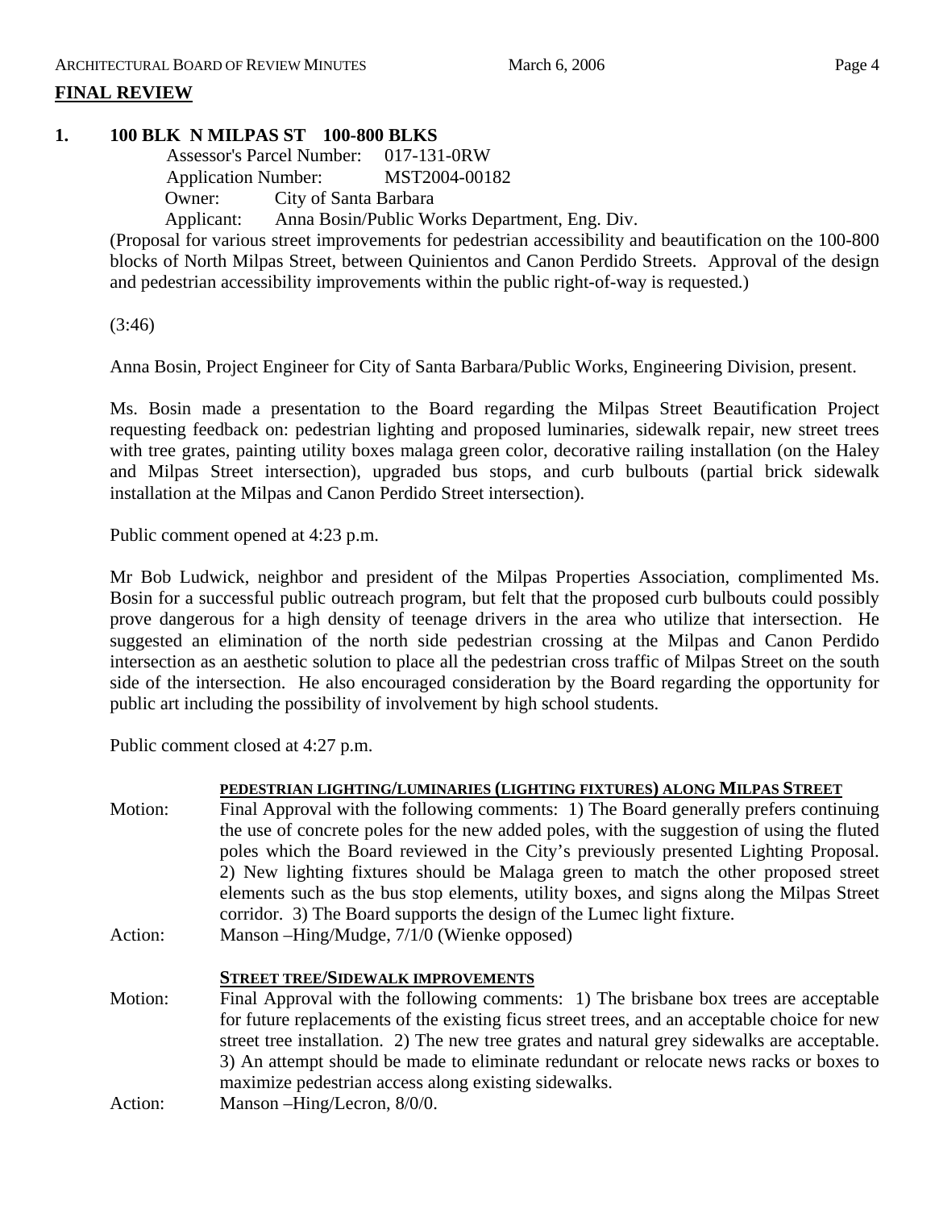## FINAL REVIEW

**1. 100 BLK N MILPAS ST 100-800 BLKS**

Assessor's Parcel Number: 017-131-0RW
Application Number: MST2004-00182
Owner: City of Santa Barbara
Applicant: Anna Bosin/Public Works Department, Eng. Div.

(Proposal for various street improvements for pedestrian accessibility and beautification on the 100-800 blocks of North Milpas Street, between Quinientos and Canon Perdido Streets. Approval of the design and pedestrian accessibility improvements within the public right-of-way is requested.)

(3:46)

Anna Bosin, Project Engineer for City of Santa Barbara/Public Works, Engineering Division, present.

Ms. Bosin made a presentation to the Board regarding the Milpas Street Beautification Project requesting feedback on: pedestrian lighting and proposed luminaries, sidewalk repair, new street trees with tree grates, painting utility boxes malaga green color, decorative railing installation (on the Haley and Milpas Street intersection), upgraded bus stops, and curb bulbouts (partial brick sidewalk installation at the Milpas and Canon Perdido Street intersection).

Public comment opened at 4:23 p.m.

Mr Bob Ludwick, neighbor and president of the Milpas Properties Association, complimented Ms. Bosin for a successful public outreach program, but felt that the proposed curb bulbouts could possibly prove dangerous for a high density of teenage drivers in the area who utilize that intersection. He suggested an elimination of the north side pedestrian crossing at the Milpas and Canon Perdido intersection as an aesthetic solution to place all the pedestrian cross traffic of Milpas Street on the south side of the intersection. He also encouraged consideration by the Board regarding the opportunity for public art including the possibility of involvement by high school students.

Public comment closed at 4:27 p.m.

**PEDESTRIAN LIGHTING/LUMINARIES (LIGHTING FIXTURES) ALONG MILPAS STREET**

Motion: Final Approval with the following comments: 1) The Board generally prefers continuing the use of concrete poles for the new added poles, with the suggestion of using the fluted poles which the Board reviewed in the City's previously presented Lighting Proposal. 2) New lighting fixtures should be Malaga green to match the other proposed street elements such as the bus stop elements, utility boxes, and signs along the Milpas Street corridor. 3) The Board supports the design of the Lumec light fixture.

Action: Manson –Hing/Mudge, 7/1/0 (Wienke opposed)

**STREET TREE/SIDEWALK IMPROVEMENTS**

Motion: Final Approval with the following comments: 1) The brisbane box trees are acceptable for future replacements of the existing ficus street trees, and an acceptable choice for new street tree installation. 2) The new tree grates and natural grey sidewalks are acceptable. 3) An attempt should be made to eliminate redundant or relocate news racks or boxes to maximize pedestrian access along existing sidewalks.

Action: Manson –Hing/Lecron, 8/0/0.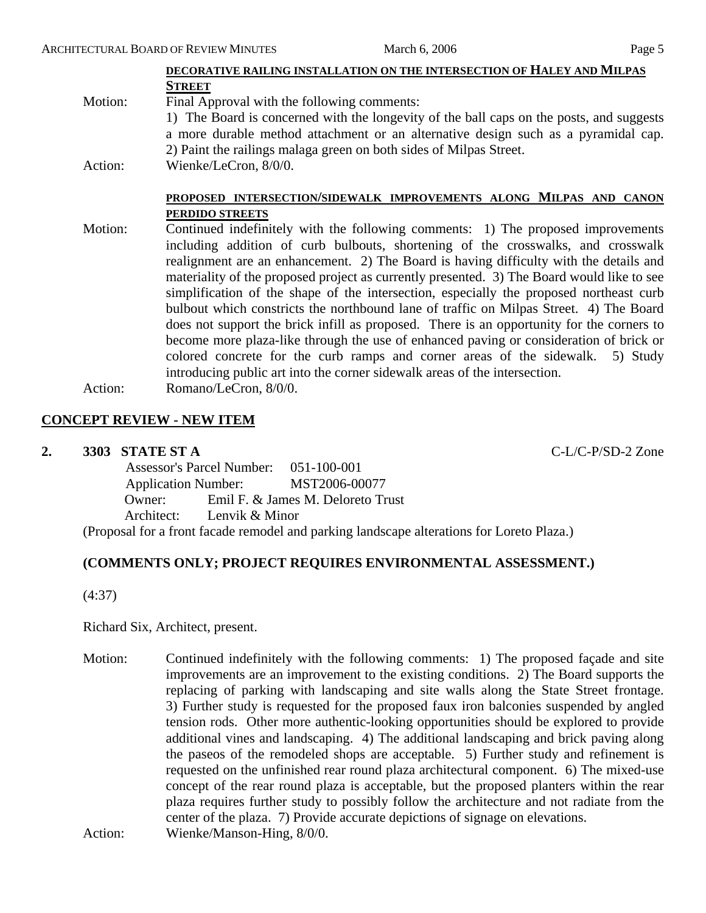**DECORATIVE RAILING INSTALLATION ON THE INTERSECTION OF HALEY AND MILPAS STREET**

Motion: Final Approval with the following comments:
1) The Board is concerned with the longevity of the ball caps on the posts, and suggests a more durable method attachment or an alternative design such as a pyramidal cap. 2) Paint the railings malaga green on both sides of Milpas Street.

Action: Wienke/LeCron, 8/0/0.

**PROPOSED INTERSECTION/SIDEWALK IMPROVEMENTS ALONG MILPAS AND CANON PERDIDO STREETS**

Motion: Continued indefinitely with the following comments: 1) The proposed improvements including addition of curb bulbouts, shortening of the crosswalks, and crosswalk realignment are an enhancement. 2) The Board is having difficulty with the details and materiality of the proposed project as currently presented. 3) The Board would like to see simplification of the shape of the intersection, especially the proposed northeast curb bulbout which constricts the northbound lane of traffic on Milpas Street. 4) The Board does not support the brick infill as proposed. There is an opportunity for the corners to become more plaza-like through the use of enhanced paving or consideration of brick or colored concrete for the curb ramps and corner areas of the sidewalk. 5) Study introducing public art into the corner sidewalk areas of the intersection.

Action: Romano/LeCron, 8/0/0.

## CONCEPT REVIEW - NEW ITEM

**2. 3303 STATE ST A** C-L/C-P/SD-2 Zone

Assessor's Parcel Number: 051-100-001
Application Number: MST2006-00077
Owner: Emil F. & James M. Deloreto Trust
Architect: Lenvik & Minor

(Proposal for a front facade remodel and parking landscape alterations for Loreto Plaza.)

**(COMMENTS ONLY; PROJECT REQUIRES ENVIRONMENTAL ASSESSMENT.)**

(4:37)

Richard Six, Architect, present.

Motion: Continued indefinitely with the following comments: 1) The proposed façade and site improvements are an improvement to the existing conditions. 2) The Board supports the replacing of parking with landscaping and site walls along the State Street frontage. 3) Further study is requested for the proposed faux iron balconies suspended by angled tension rods. Other more authentic-looking opportunities should be explored to provide additional vines and landscaping. 4) The additional landscaping and brick paving along the paseos of the remodeled shops are acceptable. 5) Further study and refinement is requested on the unfinished rear round plaza architectural component. 6) The mixed-use concept of the rear round plaza is acceptable, but the proposed planters within the rear plaza requires further study to possibly follow the architecture and not radiate from the center of the plaza. 7) Provide accurate depictions of signage on elevations.

Action: Wienke/Manson-Hing, 8/0/0.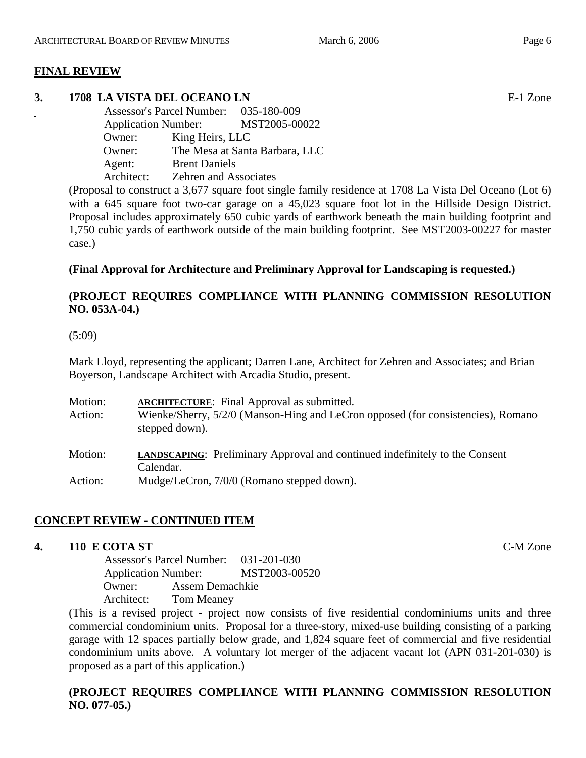**FINAL REVIEW**

**3. 1708 LA VISTA DEL OCEANO LN** E-1 Zone

Assessor's Parcel Number: 035-180-009
Application Number: MST2005-00022
Owner: King Heirs, LLC
Owner: The Mesa at Santa Barbara, LLC
Agent: Brent Daniels
Architect: Zehren and Associates

(Proposal to construct a 3,677 square foot single family residence at 1708 La Vista Del Oceano (Lot 6) with a 645 square foot two-car garage on a 45,023 square foot lot in the Hillside Design District. Proposal includes approximately 650 cubic yards of earthwork beneath the main building footprint and 1,750 cubic yards of earthwork outside of the main building footprint. See MST2003-00227 for master case.)

**(Final Approval for Architecture and Preliminary Approval for Landscaping is requested.)**

**(PROJECT REQUIRES COMPLIANCE WITH PLANNING COMMISSION RESOLUTION NO. 053A-04.)**

(5:09)

Mark Lloyd, representing the applicant; Darren Lane, Architect for Zehren and Associates; and Brian Boyerson, Landscape Architect with Arcadia Studio, present.

Motion: **ARCHITECTURE**: Final Approval as submitted.
Action: Wienke/Sherry, 5/2/0 (Manson-Hing and LeCron opposed (for consistencies), Romano stepped down).

Motion: **LANDSCAPING**: Preliminary Approval and continued indefinitely to the Consent Calendar.
Action: Mudge/LeCron, 7/0/0 (Romano stepped down).

**CONCEPT REVIEW - CONTINUED ITEM**

**4. 110 E COTA ST** C-M Zone

Assessor's Parcel Number: 031-201-030
Application Number: MST2003-00520
Owner: Assem Demachkie
Architect: Tom Meaney

(This is a revised project - project now consists of five residential condominiums units and three commercial condominium units. Proposal for a three-story, mixed-use building consisting of a parking garage with 12 spaces partially below grade, and 1,824 square feet of commercial and five residential condominium units above. A voluntary lot merger of the adjacent vacant lot (APN 031-201-030) is proposed as a part of this application.)

**(PROJECT REQUIRES COMPLIANCE WITH PLANNING COMMISSION RESOLUTION NO. 077-05.)**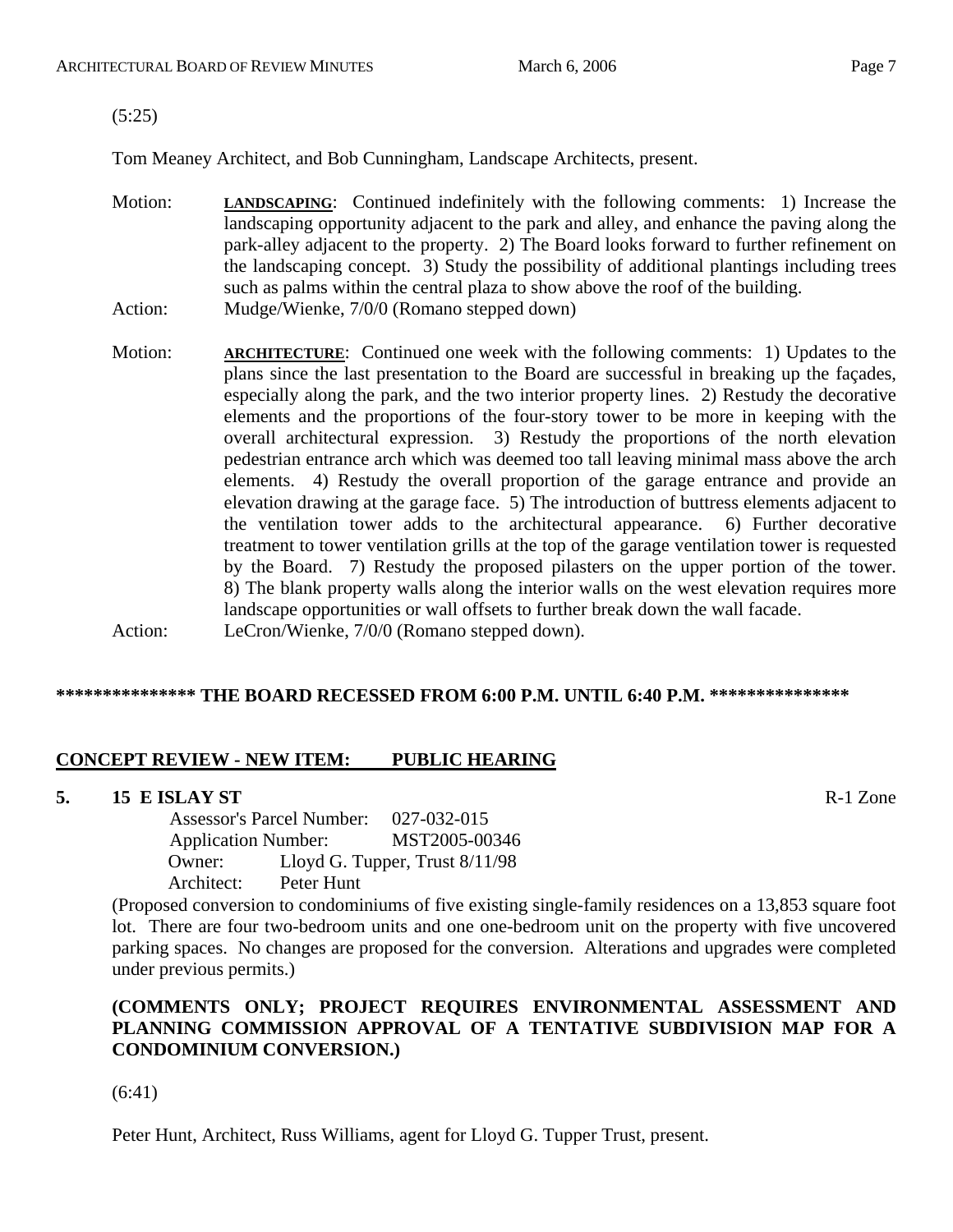(5:25)

Tom Meaney Architect, and Bob Cunningham, Landscape Architects, present.

Motion: **LANDSCAPING**: Continued indefinitely with the following comments: 1) Increase the landscaping opportunity adjacent to the park and alley, and enhance the paving along the park-alley adjacent to the property. 2) The Board looks forward to further refinement on the landscaping concept. 3) Study the possibility of additional plantings including trees such as palms within the central plaza to show above the roof of the building.

Action: Mudge/Wienke, 7/0/0 (Romano stepped down)

Motion: **ARCHITECTURE**: Continued one week with the following comments: 1) Updates to the plans since the last presentation to the Board are successful in breaking up the façades, especially along the park, and the two interior property lines. 2) Restudy the decorative elements and the proportions of the four-story tower to be more in keeping with the overall architectural expression. 3) Restudy the proportions of the north elevation pedestrian entrance arch which was deemed too tall leaving minimal mass above the arch elements. 4) Restudy the overall proportion of the garage entrance and provide an elevation drawing at the garage face. 5) The introduction of buttress elements adjacent to the ventilation tower adds to the architectural appearance. 6) Further decorative treatment to tower ventilation grills at the top of the garage ventilation tower is requested by the Board. 7) Restudy the proposed pilasters on the upper portion of the tower. 8) The blank property walls along the interior walls on the west elevation requires more landscape opportunities or wall offsets to further break down the wall facade.

Action: LeCron/Wienke, 7/0/0 (Romano stepped down).

**\*\*\*\*\*\*\*\*\*\*\*\*\*\*\* THE BOARD RECESSED FROM 6:00 P.M. UNTIL 6:40 P.M. \*\*\*\*\*\*\*\*\*\*\*\*\*\*\***

## CONCEPT REVIEW - NEW ITEM: PUBLIC HEARING

**5. 15 E ISLAY ST** R-1 Zone

Assessor's Parcel Number: 027-032-015
Application Number: MST2005-00346
Owner: Lloyd G. Tupper, Trust 8/11/98
Architect: Peter Hunt

(Proposed conversion to condominiums of five existing single-family residences on a 13,853 square foot lot. There are four two-bedroom units and one one-bedroom unit on the property with five uncovered parking spaces. No changes are proposed for the conversion. Alterations and upgrades were completed under previous permits.)

**(COMMENTS ONLY; PROJECT REQUIRES ENVIRONMENTAL ASSESSMENT AND PLANNING COMMISSION APPROVAL OF A TENTATIVE SUBDIVISION MAP FOR A CONDOMINIUM CONVERSION.)**

(6:41)

Peter Hunt, Architect, Russ Williams, agent for Lloyd G. Tupper Trust, present.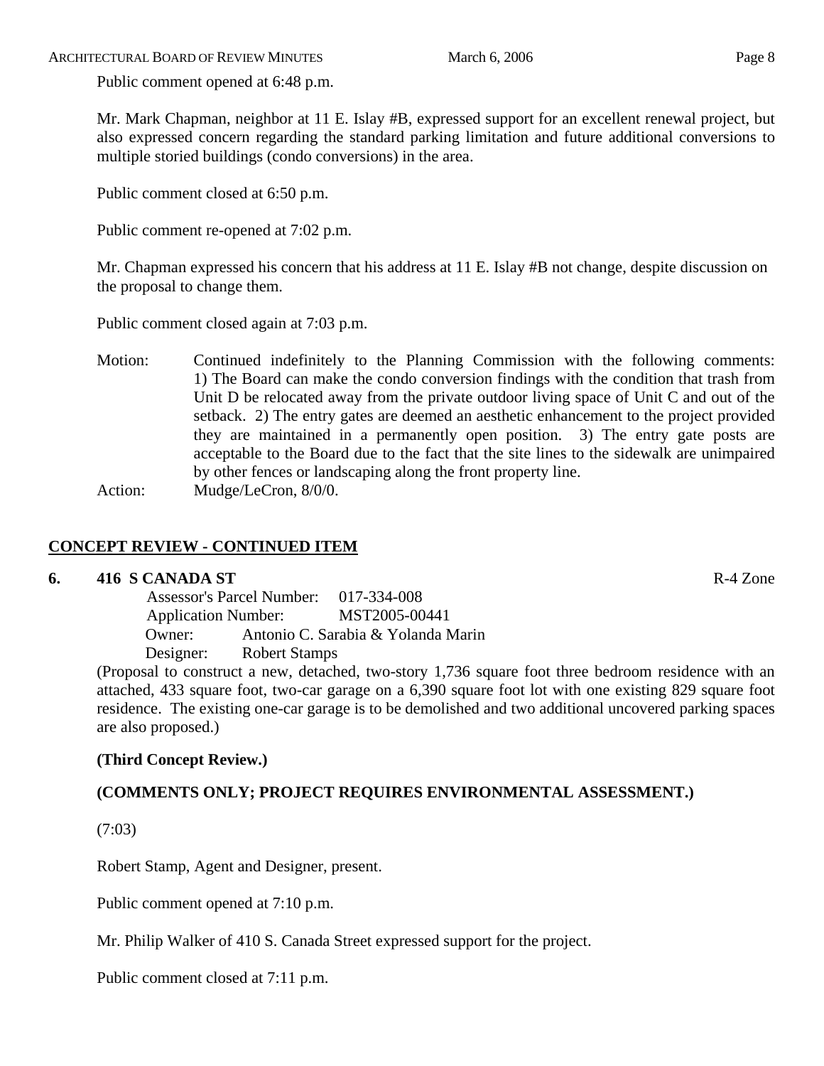Public comment opened at 6:48 p.m.

Mr. Mark Chapman, neighbor at 11 E. Islay #B, expressed support for an excellent renewal project, but also expressed concern regarding the standard parking limitation and future additional conversions to multiple storied buildings (condo conversions) in the area.

Public comment closed at 6:50 p.m.

Public comment re-opened at 7:02 p.m.

Mr. Chapman expressed his concern that his address at 11 E. Islay #B not change, despite discussion on the proposal to change them.

Public comment closed again at 7:03 p.m.

Motion: Continued indefinitely to the Planning Commission with the following comments: 1) The Board can make the condo conversion findings with the condition that trash from Unit D be relocated away from the private outdoor living space of Unit C and out of the setback. 2) The entry gates are deemed an aesthetic enhancement to the project provided they are maintained in a permanently open position. 3) The entry gate posts are acceptable to the Board due to the fact that the site lines to the sidewalk are unimpaired by other fences or landscaping along the front property line.

Action: Mudge/LeCron, 8/0/0.

## CONCEPT REVIEW - CONTINUED ITEM

**6. 416 S CANADA ST** R-4 Zone

Assessor's Parcel Number: 017-334-008
Application Number: MST2005-00441
Owner: Antonio C. Sarabia & Yolanda Marin
Designer: Robert Stamps

(Proposal to construct a new, detached, two-story 1,736 square foot three bedroom residence with an attached, 433 square foot, two-car garage on a 6,390 square foot lot with one existing 829 square foot residence. The existing one-car garage is to be demolished and two additional uncovered parking spaces are also proposed.)

**(Third Concept Review.)**

**(COMMENTS ONLY; PROJECT REQUIRES ENVIRONMENTAL ASSESSMENT.)**

(7:03)

Robert Stamp, Agent and Designer, present.

Public comment opened at 7:10 p.m.

Mr. Philip Walker of 410 S. Canada Street expressed support for the project.

Public comment closed at 7:11 p.m.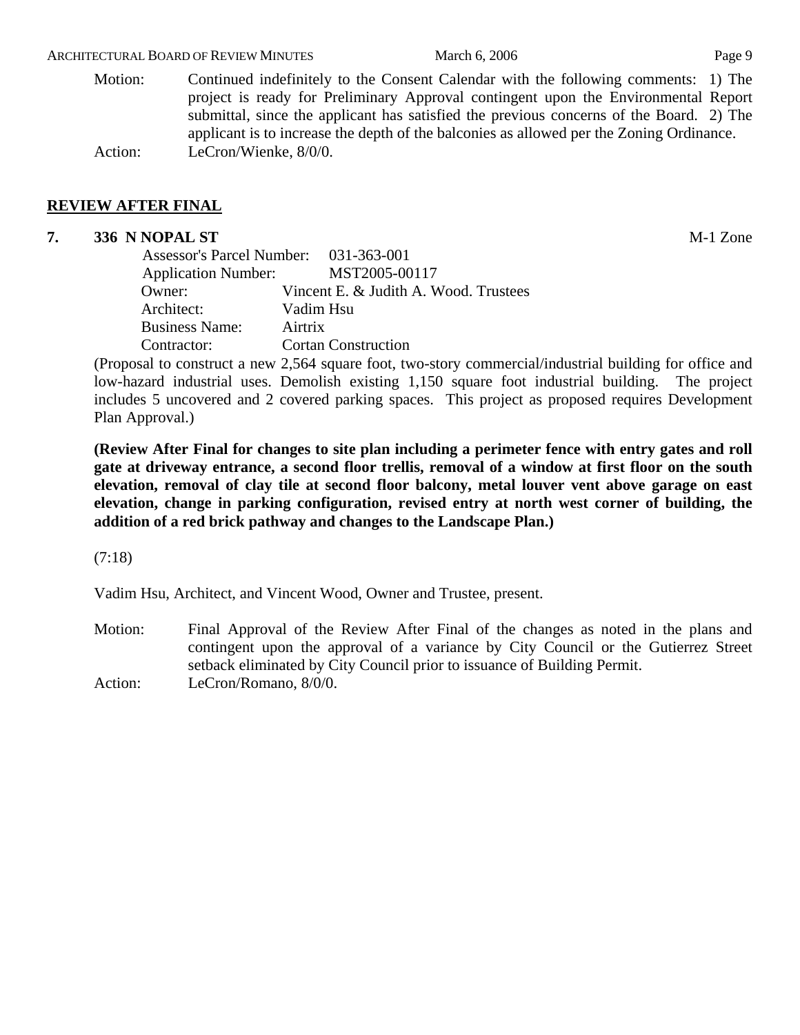Motion: Continued indefinitely to the Consent Calendar with the following comments: 1) The project is ready for Preliminary Approval contingent upon the Environmental Report submittal, since the applicant has satisfied the previous concerns of the Board. 2) The applicant is to increase the depth of the balconies as allowed per the Zoning Ordinance.

Action: LeCron/Wienke, 8/0/0.

## REVIEW AFTER FINAL

### 7. 336 N NOPAL ST

M-1 Zone

Assessor's Parcel Number: 031-363-001
Application Number: MST2005-00117
Owner: Vincent E. & Judith A. Wood. Trustees
Architect: Vadim Hsu
Business Name: Airtrix
Contractor: Cortan Construction

(Proposal to construct a new 2,564 square foot, two-story commercial/industrial building for office and low-hazard industrial uses. Demolish existing 1,150 square foot industrial building. The project includes 5 uncovered and 2 covered parking spaces. This project as proposed requires Development Plan Approval.)

**(Review After Final for changes to site plan including a perimeter fence with entry gates and roll gate at driveway entrance, a second floor trellis, removal of a window at first floor on the south elevation, removal of clay tile at second floor balcony, metal louver vent above garage on east elevation, change in parking configuration, revised entry at north west corner of building, the addition of a red brick pathway and changes to the Landscape Plan.)**

(7:18)

Vadim Hsu, Architect, and Vincent Wood, Owner and Trustee, present.

Motion: Final Approval of the Review After Final of the changes as noted in the plans and contingent upon the approval of a variance by City Council or the Gutierrez Street setback eliminated by City Council prior to issuance of Building Permit.

Action: LeCron/Romano, 8/0/0.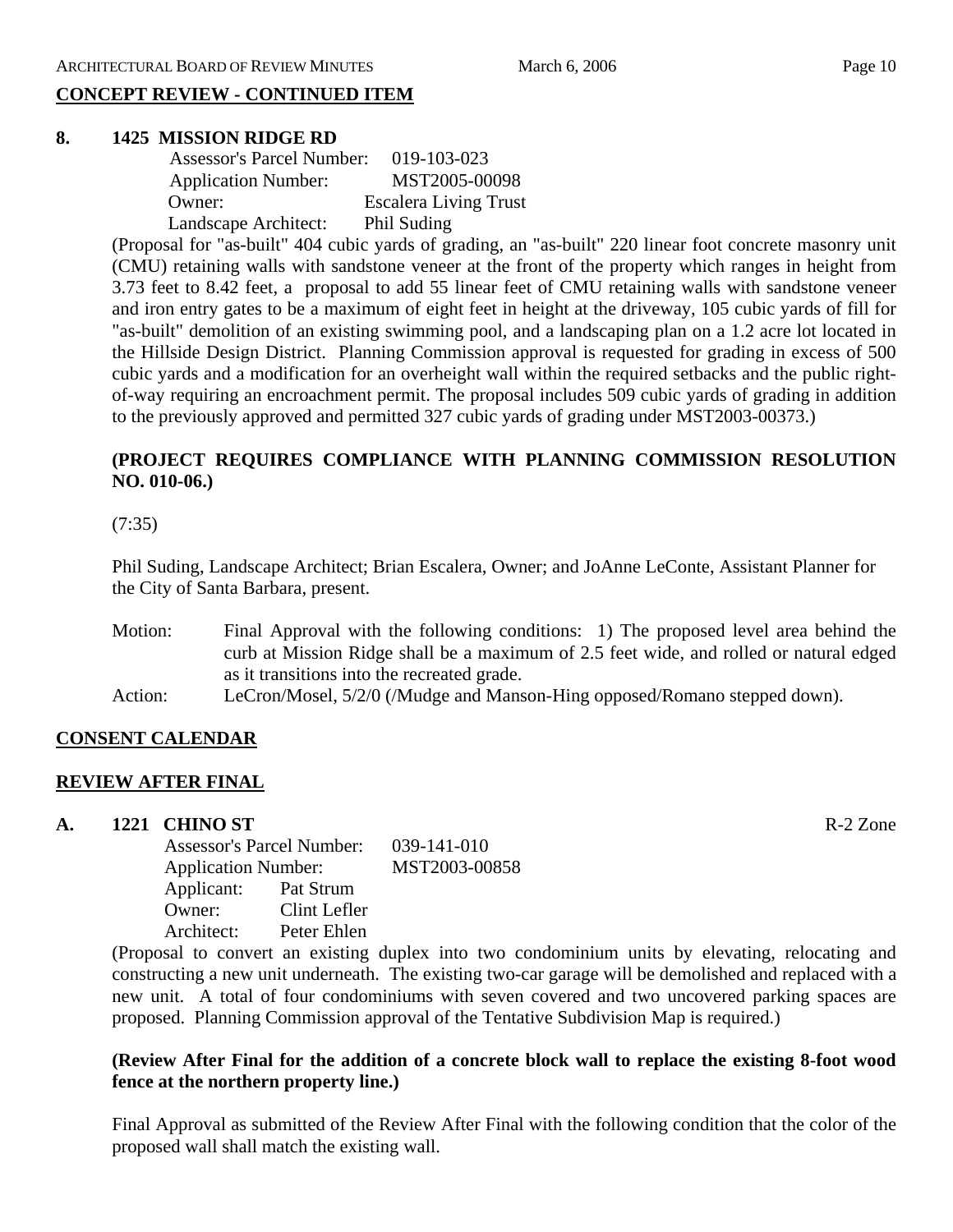## CONCEPT REVIEW - CONTINUED ITEM

**8. 1425 MISSION RIDGE RD**

Assessor's Parcel Number: 019-103-023
Application Number: MST2005-00098
Owner: Escalera Living Trust
Landscape Architect: Phil Suding

(Proposal for "as-built" 404 cubic yards of grading, an "as-built" 220 linear foot concrete masonry unit (CMU) retaining walls with sandstone veneer at the front of the property which ranges in height from 3.73 feet to 8.42 feet, a proposal to add 55 linear feet of CMU retaining walls with sandstone veneer and iron entry gates to be a maximum of eight feet in height at the driveway, 105 cubic yards of fill for "as-built" demolition of an existing swimming pool, and a landscaping plan on a 1.2 acre lot located in the Hillside Design District. Planning Commission approval is requested for grading in excess of 500 cubic yards and a modification for an overheight wall within the required setbacks and the public right-of-way requiring an encroachment permit. The proposal includes 509 cubic yards of grading in addition to the previously approved and permitted 327 cubic yards of grading under MST2003-00373.)

**(PROJECT REQUIRES COMPLIANCE WITH PLANNING COMMISSION RESOLUTION NO. 010-06.)**

(7:35)

Phil Suding, Landscape Architect; Brian Escalera, Owner; and JoAnne LeConte, Assistant Planner for the City of Santa Barbara, present.

Motion: Final Approval with the following conditions: 1) The proposed level area behind the curb at Mission Ridge shall be a maximum of 2.5 feet wide, and rolled or natural edged as it transitions into the recreated grade.

Action: LeCron/Mosel, 5/2/0 (/Mudge and Manson-Hing opposed/Romano stepped down).

## CONSENT CALENDAR

## REVIEW AFTER FINAL

**A. 1221 CHINO ST** R-2 Zone

Assessor's Parcel Number: 039-141-010
Application Number: MST2003-00858
Applicant: Pat Strum
Owner: Clint Lefler
Architect: Peter Ehlen

(Proposal to convert an existing duplex into two condominium units by elevating, relocating and constructing a new unit underneath. The existing two-car garage will be demolished and replaced with a new unit. A total of four condominiums with seven covered and two uncovered parking spaces are proposed. Planning Commission approval of the Tentative Subdivision Map is required.)

**(Review After Final for the addition of a concrete block wall to replace the existing 8-foot wood fence at the northern property line.)**

Final Approval as submitted of the Review After Final with the following condition that the color of the proposed wall shall match the existing wall.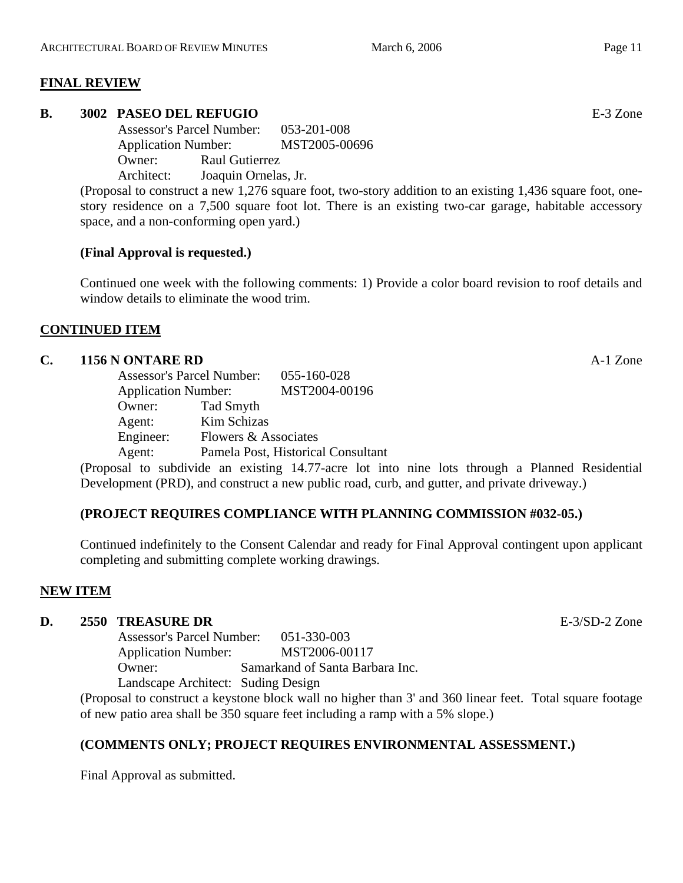## FINAL REVIEW

**B. 3002 PASEO DEL REFUGIO** E-3 Zone

Assessor's Parcel Number: 053-201-008
Application Number: MST2005-00696
Owner: Raul Gutierrez
Architect: Joaquin Ornelas, Jr.

(Proposal to construct a new 1,276 square foot, two-story addition to an existing 1,436 square foot, one-story residence on a 7,500 square foot lot. There is an existing two-car garage, habitable accessory space, and a non-conforming open yard.)

**(Final Approval is requested.)**

Continued one week with the following comments: 1) Provide a color board revision to roof details and window details to eliminate the wood trim.

## CONTINUED ITEM

**C. 1156 N ONTARE RD** A-1 Zone

Assessor's Parcel Number: 055-160-028
Application Number: MST2004-00196
Owner: Tad Smyth
Agent: Kim Schizas
Engineer: Flowers & Associates
Agent: Pamela Post, Historical Consultant

(Proposal to subdivide an existing 14.77-acre lot into nine lots through a Planned Residential Development (PRD), and construct a new public road, curb, and gutter, and private driveway.)

**(PROJECT REQUIRES COMPLIANCE WITH PLANNING COMMISSION #032-05.)**

Continued indefinitely to the Consent Calendar and ready for Final Approval contingent upon applicant completing and submitting complete working drawings.

## NEW ITEM

**D. 2550 TREASURE DR** E-3/SD-2 Zone

Assessor's Parcel Number: 051-330-003
Application Number: MST2006-00117
Owner: Samarkand of Santa Barbara Inc.
Landscape Architect: Suding Design

(Proposal to construct a keystone block wall no higher than 3' and 360 linear feet. Total square footage of new patio area shall be 350 square feet including a ramp with a 5% slope.)

**(COMMENTS ONLY; PROJECT REQUIRES ENVIRONMENTAL ASSESSMENT.)**

Final Approval as submitted.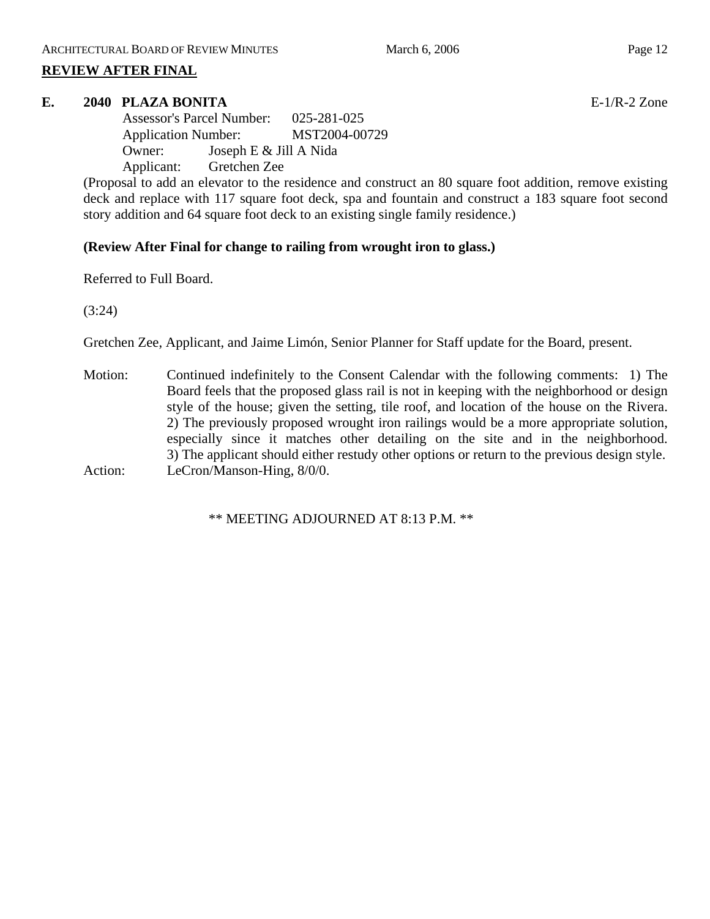## REVIEW AFTER FINAL

**E. 2040 PLAZA BONITA** E-1/R-2 Zone

Assessor's Parcel Number: 025-281-025
Application Number: MST2004-00729
Owner: Joseph E & Jill A Nida
Applicant: Gretchen Zee

(Proposal to add an elevator to the residence and construct an 80 square foot addition, remove existing deck and replace with 117 square foot deck, spa and fountain and construct a 183 square foot second story addition and 64 square foot deck to an existing single family residence.)

**(Review After Final for change to railing from wrought iron to glass.)**

Referred to Full Board.

(3:24)

Gretchen Zee, Applicant, and Jaime Limón, Senior Planner for Staff update for the Board, present.

Motion: Continued indefinitely to the Consent Calendar with the following comments: 1) The Board feels that the proposed glass rail is not in keeping with the neighborhood or design style of the house; given the setting, tile roof, and location of the house on the Rivera. 2) The previously proposed wrought iron railings would be a more appropriate solution, especially since it matches other detailing on the site and in the neighborhood. 3) The applicant should either restudy other options or return to the previous design style.

Action: LeCron/Manson-Hing, 8/0/0.

\*\* MEETING ADJOURNED AT 8:13 P.M. \*\*